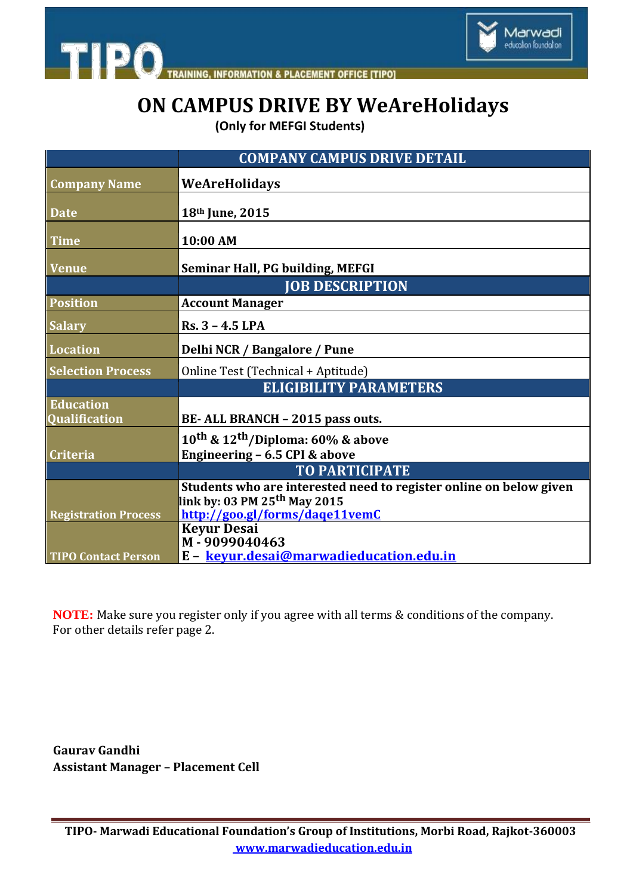TIPO — TRAINING, INFORMATION & PLACEMENT OFFICE [TIPO] — Marwadi education foundation

# ON CAMPUS DRIVE BY WeAreHolidays

**(Only for MEFGI Students)**

| | **COMPANY CAMPUS DRIVE DETAIL** |
|---|---|
| **Company Name** | **WeAreHolidays** |
| **Date** | **18th June, 2015** |
| **Time** | **10:00 AM** |
| **Venue** | **Seminar Hall, PG building, MEFGI** |
| | **JOB DESCRIPTION** |
| **Position** | **Account Manager** |
| **Salary** | **Rs. 3 – 4.5 LPA** |
| **Location** | **Delhi NCR / Bangalore / Pune** |
| **Selection Process** | Online Test (Technical + Aptitude) |
| | **ELIGIBILITY PARAMETERS** |
| **Education Qualification** | **BE- ALL BRANCH – 2015 pass outs.** |
| **Criteria** | **10th & 12th/Diploma: 60% & above**<br>**Engineering – 6.5 CPI & above** |
| | **TO PARTICIPATE** |
| **Registration Process** | **Students who are interested need to register online on below given link by: 03 PM 25th May 2015**<br>**http://goo.gl/forms/daqe11vemC** |
| **TIPO Contact Person** | **Keyur Desai**<br>**M - 9099040463**<br>**E – keyur.desai@marwadieducation.edu.in** |

**NOTE:** Make sure you register only if you agree with all terms & conditions of the company. For other details refer page 2.

**Gaurav Gandhi**
**Assistant Manager – Placement Cell**

**TIPO- Marwadi Educational Foundation's Group of Institutions, Morbi Road, Rajkot-360003**
**www.marwadieducation.edu.in**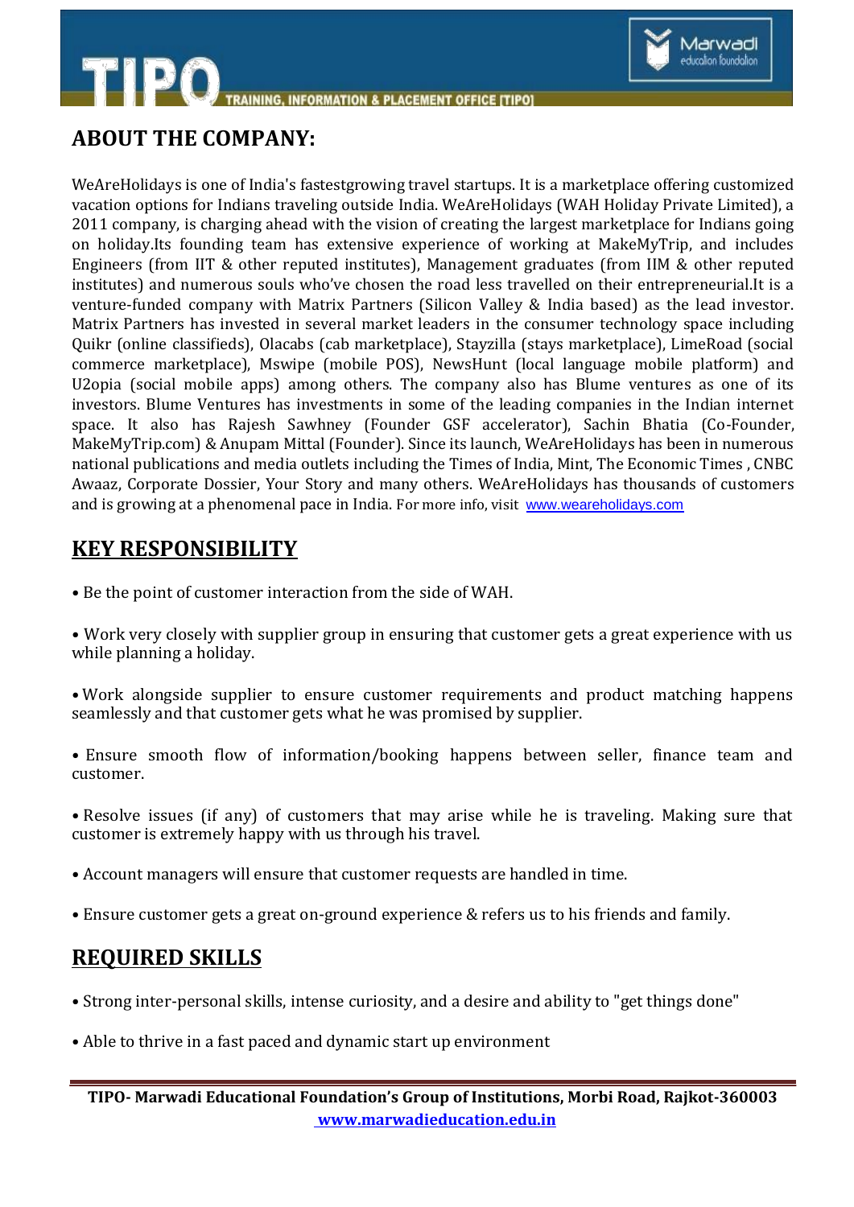## ABOUT THE COMPANY:

WeAreHolidays is one of India's fastestgrowing travel startups. It is a marketplace offering customized vacation options for Indians traveling outside India. WeAreHolidays (WAH Holiday Private Limited), a 2011 company, is charging ahead with the vision of creating the largest marketplace for Indians going on holiday.Its founding team has extensive experience of working at MakeMyTrip, and includes Engineers (from IIT & other reputed institutes), Management graduates (from IIM & other reputed institutes) and numerous souls who've chosen the road less travelled on their entrepreneurial.It is a venture-funded company with Matrix Partners (Silicon Valley & India based) as the lead investor. Matrix Partners has invested in several market leaders in the consumer technology space including Quikr (online classifieds), Olacabs (cab marketplace), Stayzilla (stays marketplace), LimeRoad (social commerce marketplace), Mswipe (mobile POS), NewsHunt (local language mobile platform) and U2opia (social mobile apps) among others. The company also has Blume ventures as one of its investors. Blume Ventures has investments in some of the leading companies in the Indian internet space. It also has Rajesh Sawhney (Founder GSF accelerator), Sachin Bhatia (Co-Founder, MakeMyTrip.com) & Anupam Mittal (Founder). Since its launch, WeAreHolidays has been in numerous national publications and media outlets including the Times of India, Mint, The Economic Times , CNBC Awaaz, Corporate Dossier, Your Story and many others. WeAreHolidays has thousands of customers and is growing at a phenomenal pace in India. For more info, visit [www.weareholidays.com](http://www.weareholidays.com)

## KEY RESPONSIBILITY

- Be the point of customer interaction from the side of WAH.
- Work very closely with supplier group in ensuring that customer gets a great experience with us while planning a holiday.
- Work alongside supplier to ensure customer requirements and product matching happens seamlessly and that customer gets what he was promised by supplier.
- Ensure smooth flow of information/booking happens between seller, finance team and customer.
- Resolve issues (if any) of customers that may arise while he is traveling. Making sure that customer is extremely happy with us through his travel.
- Account managers will ensure that customer requests are handled in time.
- Ensure customer gets a great on-ground experience & refers us to his friends and family.

## REQUIRED SKILLS

- Strong inter-personal skills, intense curiosity, and a desire and ability to "get things done"
- Able to thrive in a fast paced and dynamic start up environment